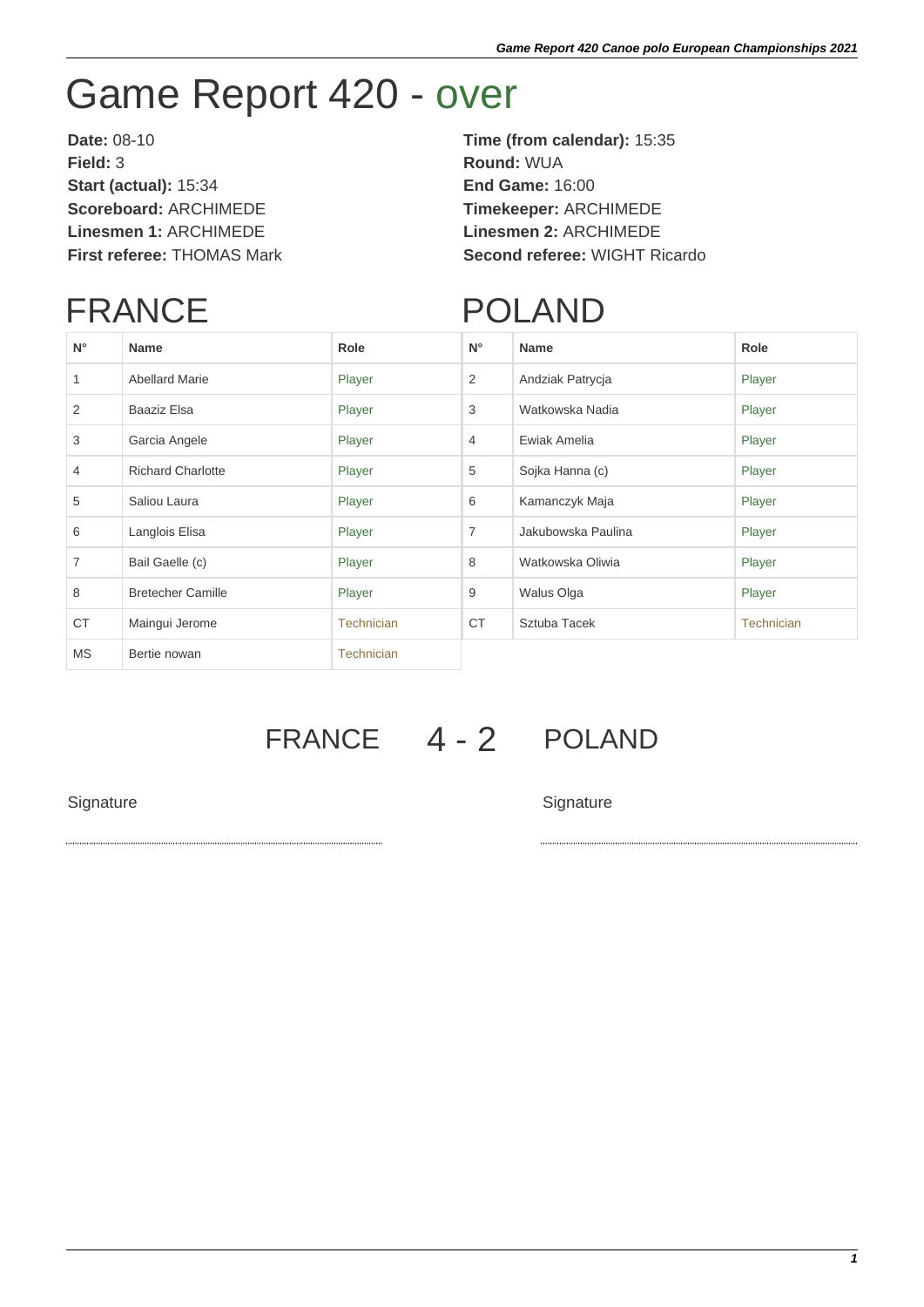# Game Report 420 - over

**Date:** 08-10
**Field:** 3
**Start (actual):** 15:34
**Scoreboard:** ARCHIMEDE
**Linesmen 1:** ARCHIMEDE
**First referee:** THOMAS Mark

**Time (from calendar):** 15:35
**Round:** WUA
**End Game:** 16:00
**Timekeeper:** ARCHIMEDE
**Linesmen 2:** ARCHIMEDE
**Second referee:** WIGHT Ricardo

## FRANCE

| N° | Name | Role |
|---|---|---|
| 1 | Abellard Marie | Player |
| 2 | Baaziz Elsa | Player |
| 3 | Garcia Angele | Player |
| 4 | Richard Charlotte | Player |
| 5 | Saliou Laura | Player |
| 6 | Langlois Elisa | Player |
| 7 | Bail Gaelle (c) | Player |
| 8 | Bretecher Camille | Player |
| CT | Maingui Jerome | Technician |
| MS | Bertie nowan | Technician |

## POLAND

| N° | Name | Role |
|---|---|---|
| 2 | Andziak Patrycja | Player |
| 3 | Watkowska Nadia | Player |
| 4 | Ewiak Amelia | Player |
| 5 | Sojka Hanna (c) | Player |
| 6 | Kamanczyk Maja | Player |
| 7 | Jakubowska Paulina | Player |
| 8 | Watkowska Oliwia | Player |
| 9 | Walus Olga | Player |
| CT | Sztuba Tacek | Technician |

## FRANCE 4 - 2 POLAND

Signature

Signature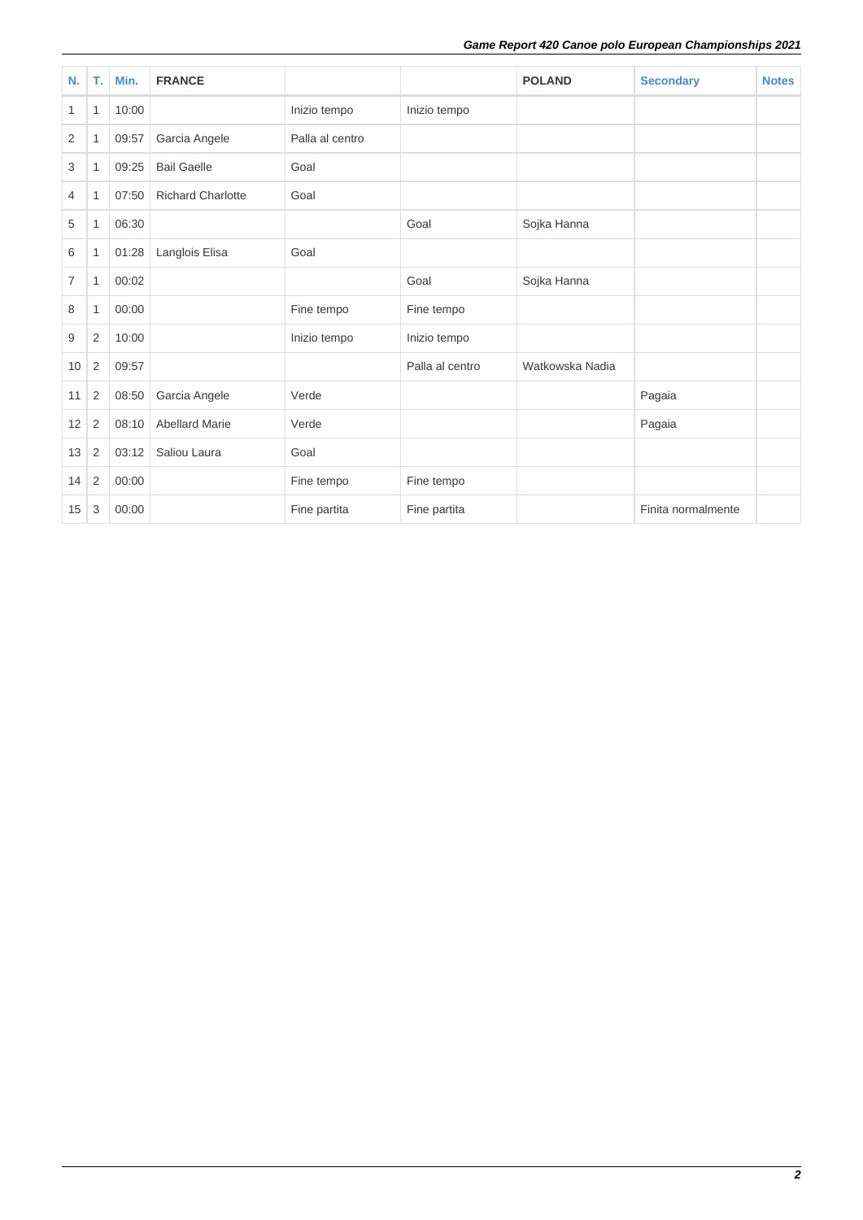| N. | T. | Min. | FRANCE | | | POLAND | Secondary | Notes |
|---|---|---|---|---|---|---|---|---|
| 1 | 1 | 10:00 | | Inizio tempo | Inizio tempo | | | |
| 2 | 1 | 09:57 | Garcia Angele | Palla al centro | | | | |
| 3 | 1 | 09:25 | Bail Gaelle | Goal | | | | |
| 4 | 1 | 07:50 | Richard Charlotte | Goal | | | | |
| 5 | 1 | 06:30 | | | Goal | Sojka Hanna | | |
| 6 | 1 | 01:28 | Langlois Elisa | Goal | | | | |
| 7 | 1 | 00:02 | | | Goal | Sojka Hanna | | |
| 8 | 1 | 00:00 | | Fine tempo | Fine tempo | | | |
| 9 | 2 | 10:00 | | Inizio tempo | Inizio tempo | | | |
| 10 | 2 | 09:57 | | | Palla al centro | Watkowska Nadia | | |
| 11 | 2 | 08:50 | Garcia Angele | Verde | | | Pagaia | |
| 12 | 2 | 08:10 | Abellard Marie | Verde | | | Pagaia | |
| 13 | 2 | 03:12 | Saliou Laura | Goal | | | | |
| 14 | 2 | 00:00 | | Fine tempo | Fine tempo | | | |
| 15 | 3 | 00:00 | | Fine partita | Fine partita | | Finita normalmente | |